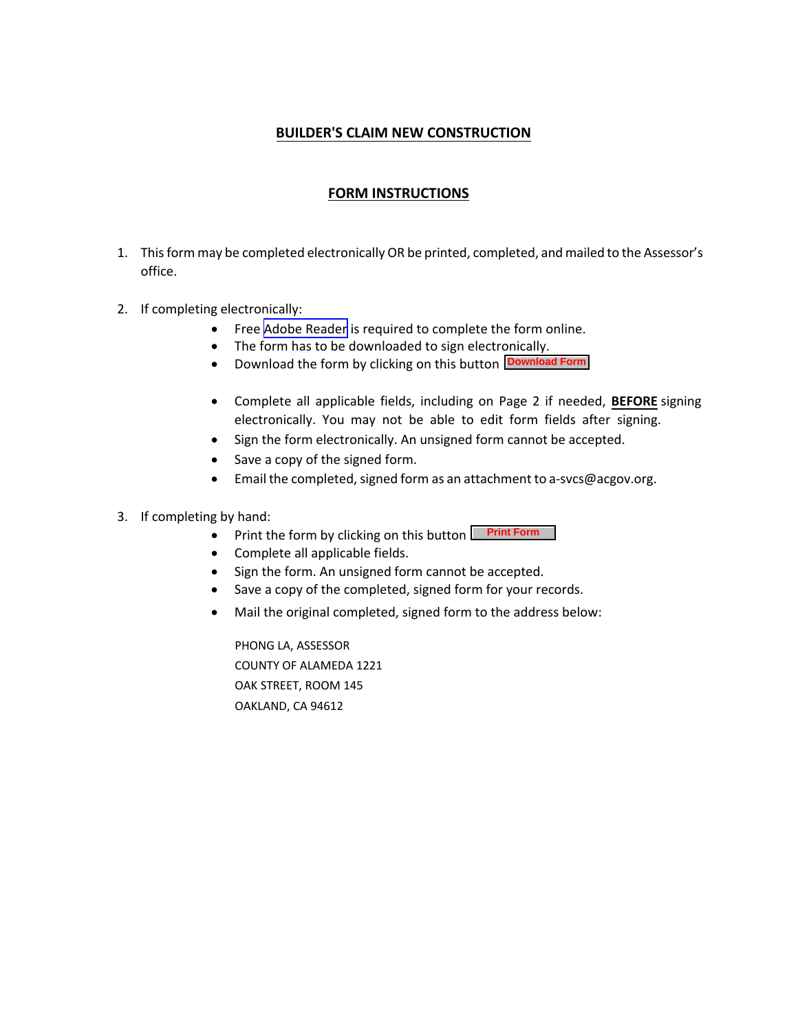# BUILDER'S CLAIM NEW CONSTRUCTION

## FORM INSTRUCTIONS

1. This form may be completed electronically OR be printed, completed, and mailed to the Assessor's office.

2. If completing electronically:
   - Free Adobe Reader is required to complete the form online.
   - The form has to be downloaded to sign electronically.
   - Download the form by clicking on this button Download Form
   - Complete all applicable fields, including on Page 2 if needed, **BEFORE** signing electronically. You may not be able to edit form fields after signing.
   - Sign the form electronically. An unsigned form cannot be accepted.
   - Save a copy of the signed form.
   - Email the completed, signed form as an attachment to a-svcs@acgov.org.

3. If completing by hand:
   - Print the form by clicking on this button Print Form
   - Complete all applicable fields.
   - Sign the form. An unsigned form cannot be accepted.
   - Save a copy of the completed, signed form for your records.
   - Mail the original completed, signed form to the address below:

     PHONG LA, ASSESSOR
     COUNTY OF ALAMEDA 1221
     OAK STREET, ROOM 145
     OAKLAND, CA 94612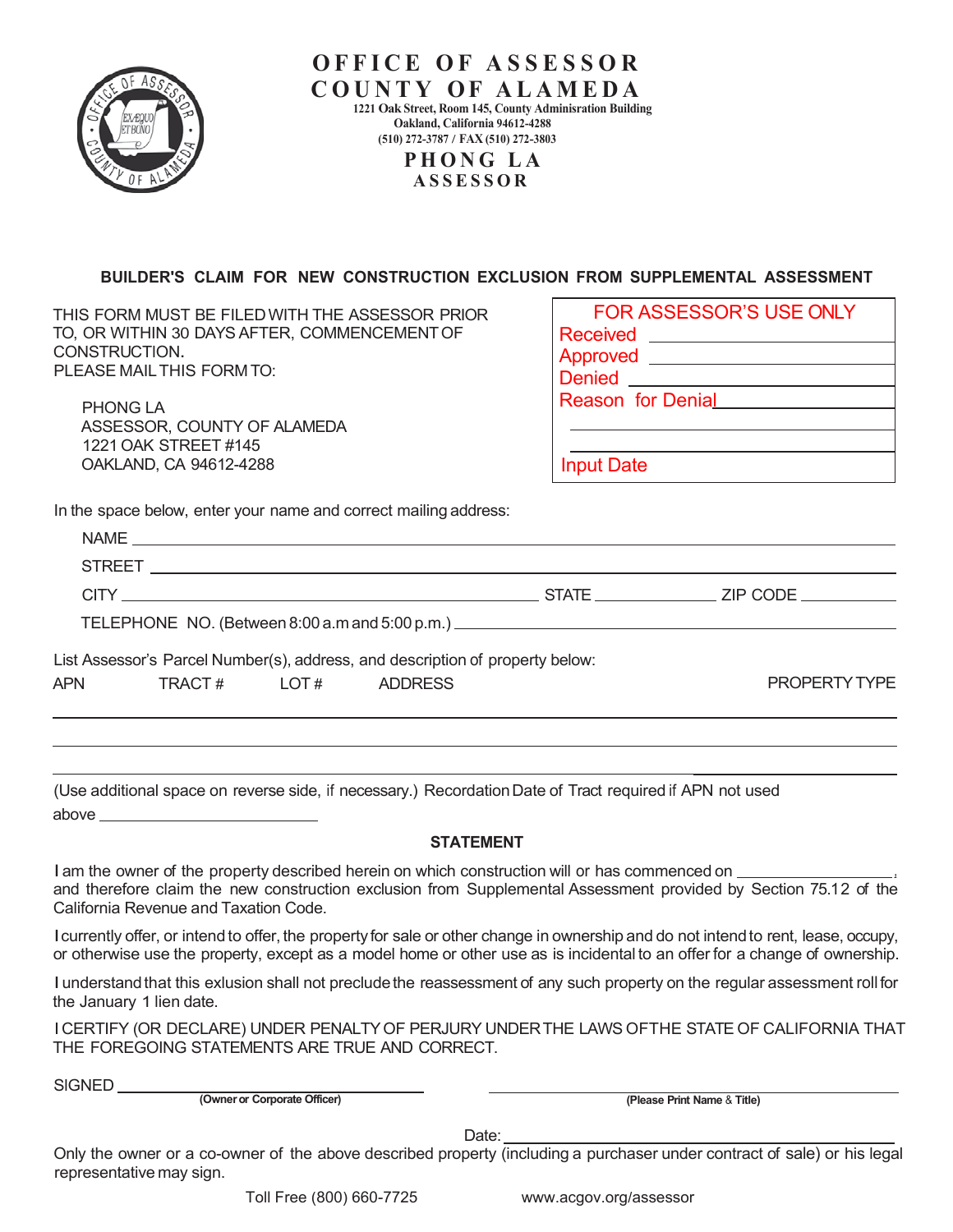# OFFICE OF ASSESSOR
# COUNTY OF ALAMEDA

**1221 Oak Street, Room 145, County Adminisration Building**
**Oakland, California 94612-4288**
**(510) 272-3787 / FAX (510) 272-3803**

**PHONG LA**
**ASSESSOR**

## BUILDER'S CLAIM FOR NEW CONSTRUCTION EXCLUSION FROM SUPPLEMENTAL ASSESSMENT

THIS FORM MUST BE FILED WITH THE ASSESSOR PRIOR TO, OR WITHIN 30 DAYS AFTER, COMMENCEMENT OF CONSTRUCTION.
PLEASE MAIL THIS FORM TO:

PHONG LA
ASSESSOR, COUNTY OF ALAMEDA
1221 OAK STREET #145
OAKLAND, CA 94612-4288

| FOR ASSESSOR'S USE ONLY |
|---|
| Received ______________________ |
| Approved ______________________ |
| Denied ______________________ |
| Reason for Denial ______________________ |
| ______________________ |
| ______________________ |
| Input Date |

In the space below, enter your name and correct mailing address:

NAME ______________________________________________

STREET ______________________________________________

CITY ______________________ STATE ____________ ZIP CODE ____________

TELEPHONE NO. (Between 8:00 a.m and 5:00 p.m.) ______________________

List Assessor's Parcel Number(s), address, and description of property below:

| APN | TRACT # | LOT # | ADDRESS | PROPERTY TYPE |
|---|---|---|---|---|
| | | | | |
| | | | | |
| | | | | |

(Use additional space on reverse side, if necessary.) Recordation Date of Tract required if APN not used above ______________________

### STATEMENT

I am the owner of the property described herein on which construction will or has commenced on ________________, and therefore claim the new construction exclusion from Supplemental Assessment provided by Section 75.12 of the California Revenue and Taxation Code.

I currently offer, or intend to offer, the property for sale or other change in ownership and do not intend to rent, lease, occupy, or otherwise use the property, except as a model home or other use as is incidental to an offer for a change of ownership.

I understand that this exlusion shall not preclude the reassessment of any such property on the regular assessment roll for the January 1 lien date.

I CERTIFY (OR DECLARE) UNDER PENALTY OF PERJURY UNDER THE LAWS OF THE STATE OF CALIFORNIA THAT THE FOREGOING STATEMENTS ARE TRUE AND CORRECT.

SIGNED ______________________ ______________________
**(Owner or Corporate Officer)** **(Please Print Name & Title)**

Date: ______________________

Only the owner or a co-owner of the above described property (including a purchaser under contract of sale) or his legal representative may sign.

Toll Free (800) 660-7725 www.acgov.org/assessor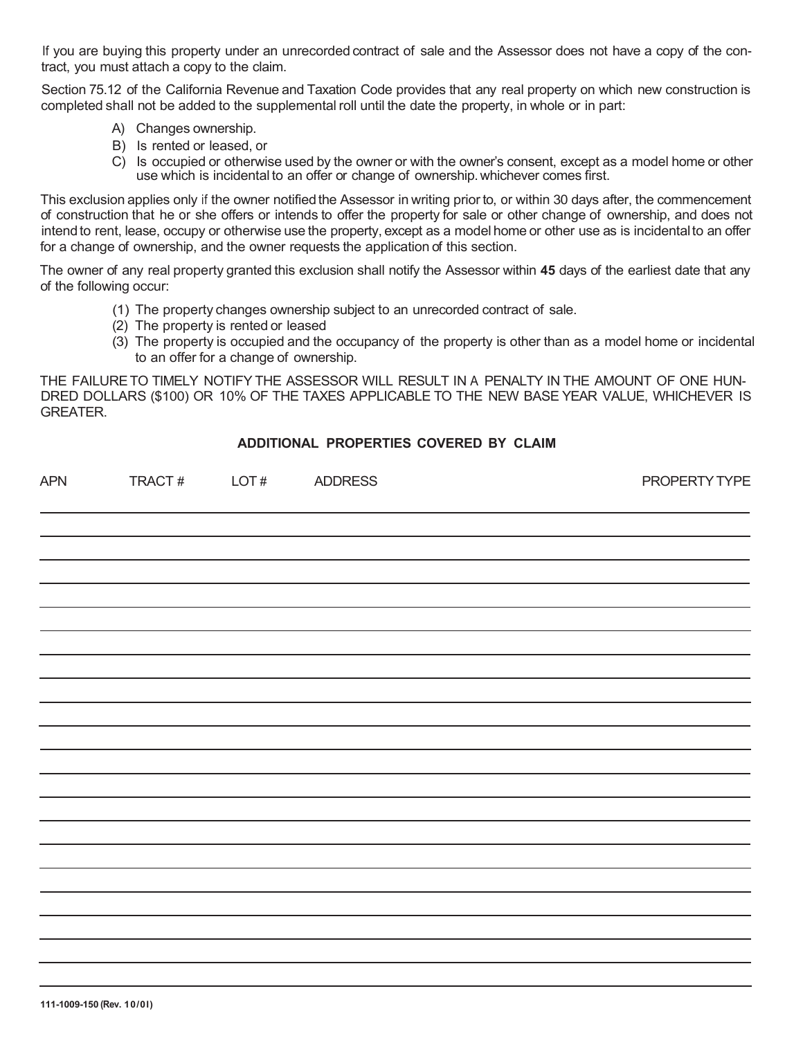If you are buying this property under an unrecorded contract of sale and the Assessor does not have a copy of the contract, you must attach a copy to the claim.

Section 75.12 of the California Revenue and Taxation Code provides that any real property on which new construction is completed shall not be added to the supplemental roll until the date the property, in whole or in part:

A) Changes ownership.
B) Is rented or leased, or
C) Is occupied or otherwise used by the owner or with the owner's consent, except as a model home or other use which is incidental to an offer or change of ownership. whichever comes first.

This exclusion applies only if the owner notified the Assessor in writing prior to, or within 30 days after, the commencement of construction that he or she offers or intends to offer the property for sale or other change of ownership, and does not intend to rent, lease, occupy or otherwise use the property, except as a model home or other use as is incidental to an offer for a change of ownership, and the owner requests the application of this section.

The owner of any real property granted this exclusion shall notify the Assessor within **45** days of the earliest date that any of the following occur:

(1) The property changes ownership subject to an unrecorded contract of sale.
(2) The property is rented or leased
(3) The property is occupied and the occupancy of the property is other than as a model home or incidental to an offer for a change of ownership.

THE FAILURE TO TIMELY NOTIFY THE ASSESSOR WILL RESULT IN A PENALTY IN THE AMOUNT OF ONE HUNDRED DOLLARS ($100) OR 10% OF THE TAXES APPLICABLE TO THE NEW BASE YEAR VALUE, WHICHEVER IS GREATER.

**ADDITIONAL PROPERTIES COVERED BY CLAIM**

| APN | TRACT # | LOT # | ADDRESS | PROPERTY TYPE |
|---|---|---|---|---|
| | | | | |
| | | | | |
| | | | | |
| | | | | |
| | | | | |
| | | | | |
| | | | | |
| | | | | |
| | | | | |
| | | | | |
| | | | | |
| | | | | |
| | | | | |
| | | | | |
| | | | | |
| | | | | |
| | | | | |
| | | | | |
| | | | | |
| | | | | |

111-1009-150 (Rev. 10/01)